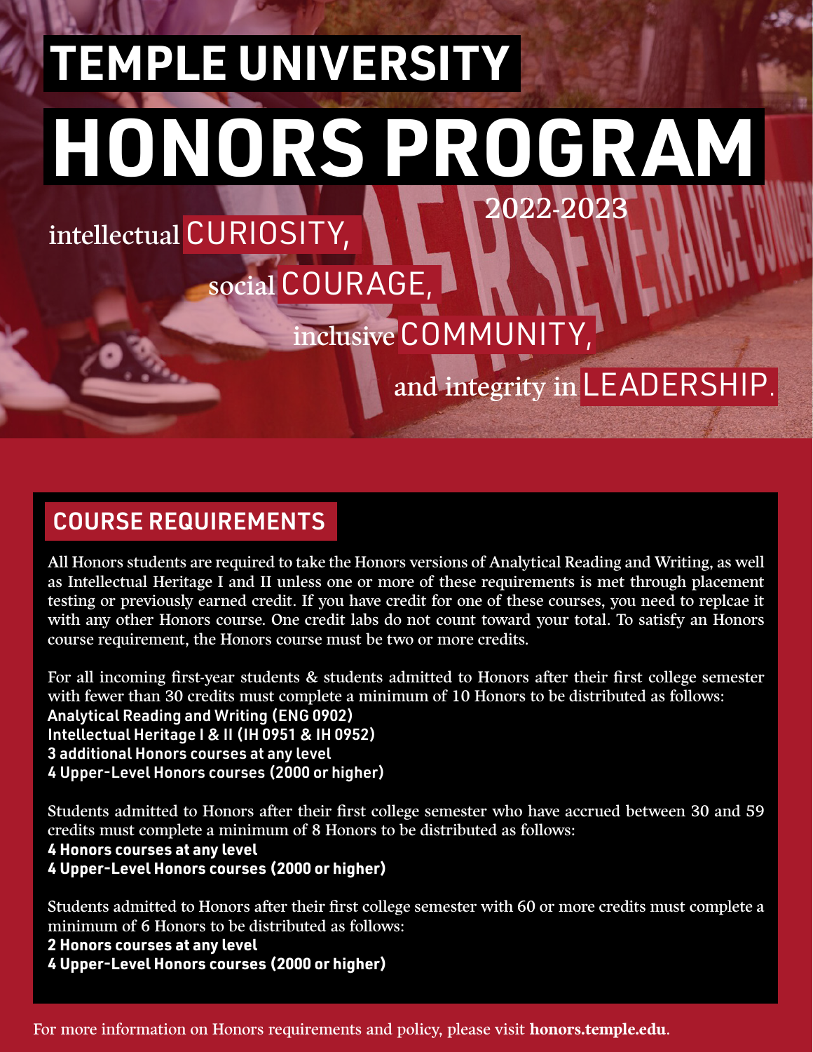# TEMPLE UNIVERSITY

# HONORS PROGRAM

2022-2023

intellectual CURIOSITY,

social COURAGE,

inclusive COMMUNITY,

and integrity in LEADERSHIP.

## COURSE REQUIREMENTS

All Honors students are required to take the Honors versions of Analytical Reading and Writing, as well as Intellectual Heritage I and II unless one or more of these requirements is met through placement testing or previously earned credit. If you have credit for one of these courses, you need to replcae it with any other Honors course. One credit labs do not count toward your total. To satisfy an Honors course requirement, the Honors course must be two or more credits.

For all incoming first-year students & students admitted to Honors after their first college semester with fewer than 30 credits must complete a minimum of 10 Honors to be distributed as follows:
**Analytical Reading and Writing (ENG 0902)**
**Intellectual Heritage I & II (IH 0951 & IH 0952)**
**3 additional Honors courses at any level**
**4 Upper-Level Honors courses (2000 or higher)**

Students admitted to Honors after their first college semester who have accrued between 30 and 59 credits must complete a minimum of 8 Honors to be distributed as follows:
**4 Honors courses at any level**
**4 Upper-Level Honors courses (2000 or higher)**

Students admitted to Honors after their first college semester with 60 or more credits must complete a minimum of 6 Honors to be distributed as follows:
**2 Honors courses at any level**
**4 Upper-Level Honors courses (2000 or higher)**

For more information on Honors requirements and policy, please visit **honors.temple.edu**.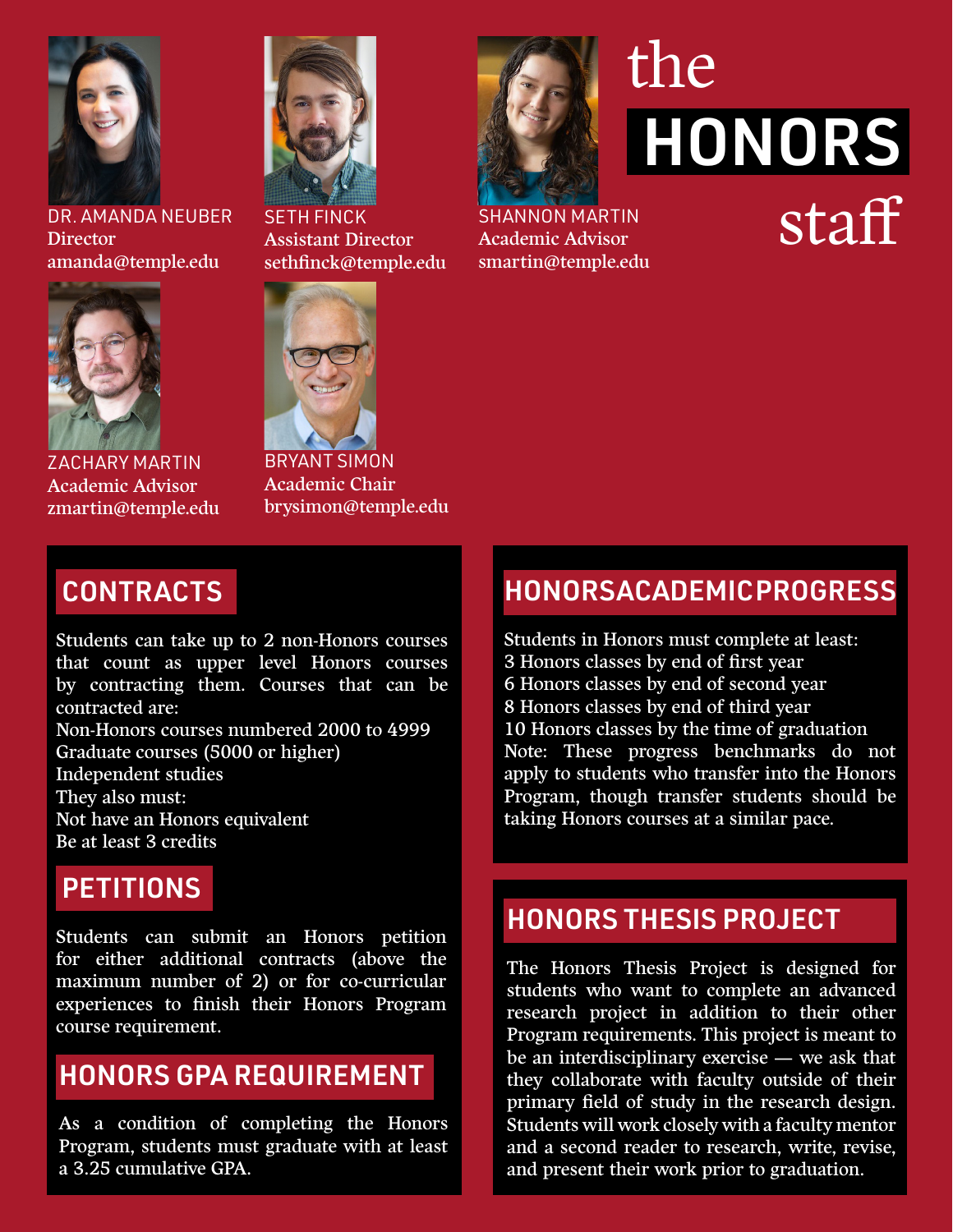# the HONORS staff

DR. AMANDA NEUBER
Director
amanda@temple.edu

SETH FINCK
Assistant Director
sethfinck@temple.edu

SHANNON MARTIN
Academic Advisor
smartin@temple.edu

ZACHARY MARTIN
Academic Advisor
zmartin@temple.edu

BRYANT SIMON
Academic Chair
brysimon@temple.edu

## CONTRACTS

Students can take up to 2 non-Honors courses that count as upper level Honors courses by contracting them. Courses that can be contracted are:

- Non-Honors courses numbered 2000 to 4999
- Graduate courses (5000 or higher)
- Independent studies

They also must:

- Not have an Honors equivalent
- Be at least 3 credits

## PETITIONS

Students can submit an Honors petition for either additional contracts (above the maximum number of 2) or for co-curricular experiences to finish their Honors Program course requirement.

## HONORS GPA REQUIREMENT

As a condition of completing the Honors Program, students must graduate with at least a 3.25 cumulative GPA.

## HONORS ACADEMIC PROGRESS

Students in Honors must complete at least:

- 3 Honors classes by end of first year
- 6 Honors classes by end of second year
- 8 Honors classes by end of third year
- 10 Honors classes by the time of graduation

Note: These progress benchmarks do not apply to students who transfer into the Honors Program, though transfer students should be taking Honors courses at a similar pace.

## HONORS THESIS PROJECT

The Honors Thesis Project is designed for students who want to complete an advanced research project in addition to their other Program requirements. This project is meant to be an interdisciplinary exercise — we ask that they collaborate with faculty outside of their primary field of study in the research design. Students will work closely with a faculty mentor and a second reader to research, write, revise, and present their work prior to graduation.